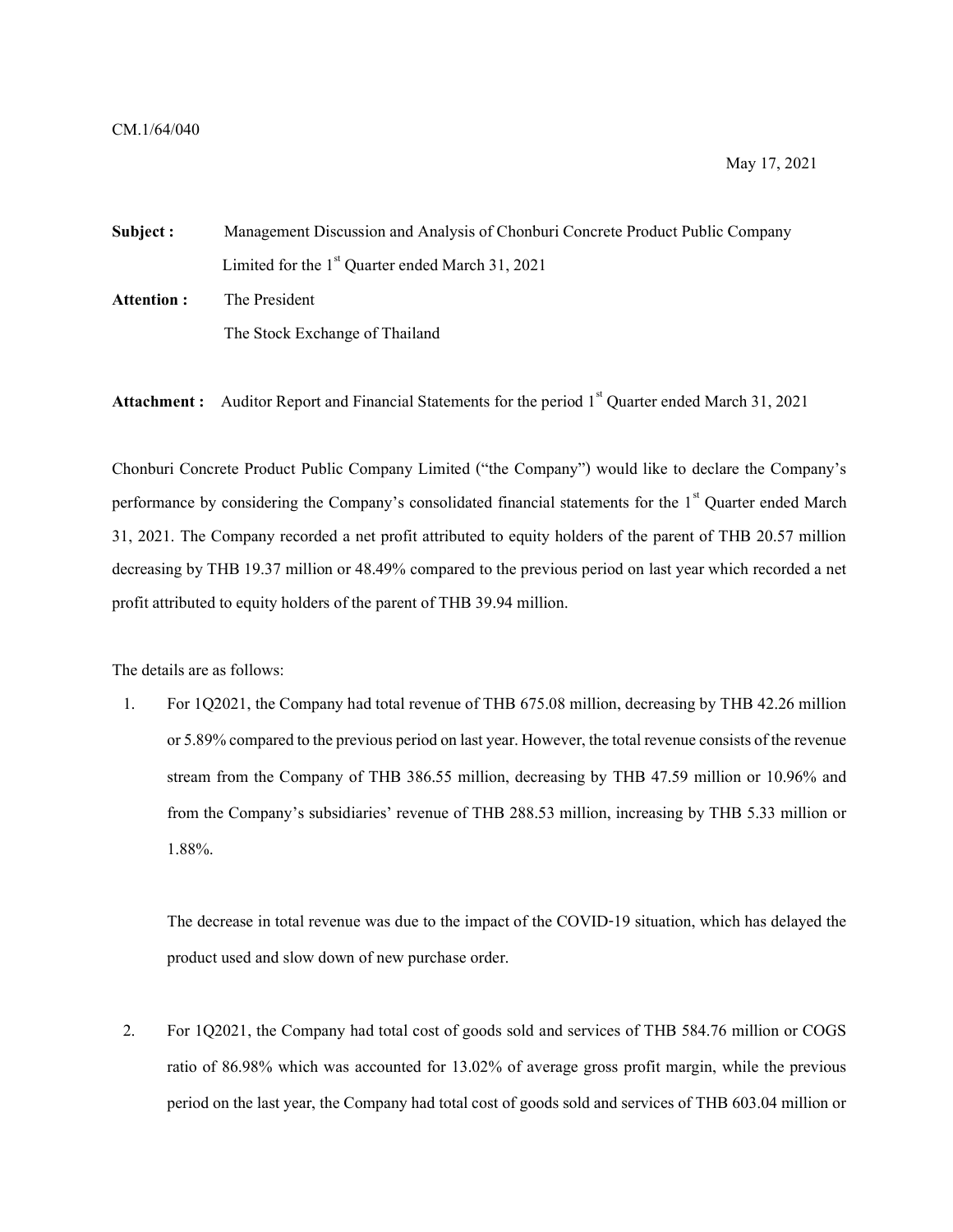CM.1/64/040

May 17, 2021

**Subject :** Management Discussion and Analysis of Chonburi Concrete Product Public Company Limited for the 1st Quarter ended March 31, 2021

**Attention :** The President
The Stock Exchange of Thailand

**Attachment :** Auditor Report and Financial Statements for the period 1st Quarter ended March 31, 2021

Chonburi Concrete Product Public Company Limited ("the Company") would like to declare the Company's performance by considering the Company's consolidated financial statements for the 1st Quarter ended March 31, 2021. The Company recorded a net profit attributed to equity holders of the parent of THB 20.57 million decreasing by THB 19.37 million or 48.49% compared to the previous period on last year which recorded a net profit attributed to equity holders of the parent of THB 39.94 million.

The details are as follows:

1. For 1Q2021, the Company had total revenue of THB 675.08 million, decreasing by THB 42.26 million or 5.89% compared to the previous period on last year. However, the total revenue consists of the revenue stream from the Company of THB 386.55 million, decreasing by THB 47.59 million or 10.96% and from the Company's subsidiaries' revenue of THB 288.53 million, increasing by THB 5.33 million or 1.88%.

   The decrease in total revenue was due to the impact of the COVID-19 situation, which has delayed the product used and slow down of new purchase order.

2. For 1Q2021, the Company had total cost of goods sold and services of THB 584.76 million or COGS ratio of 86.98% which was accounted for 13.02% of average gross profit margin, while the previous period on the last year, the Company had total cost of goods sold and services of THB 603.04 million or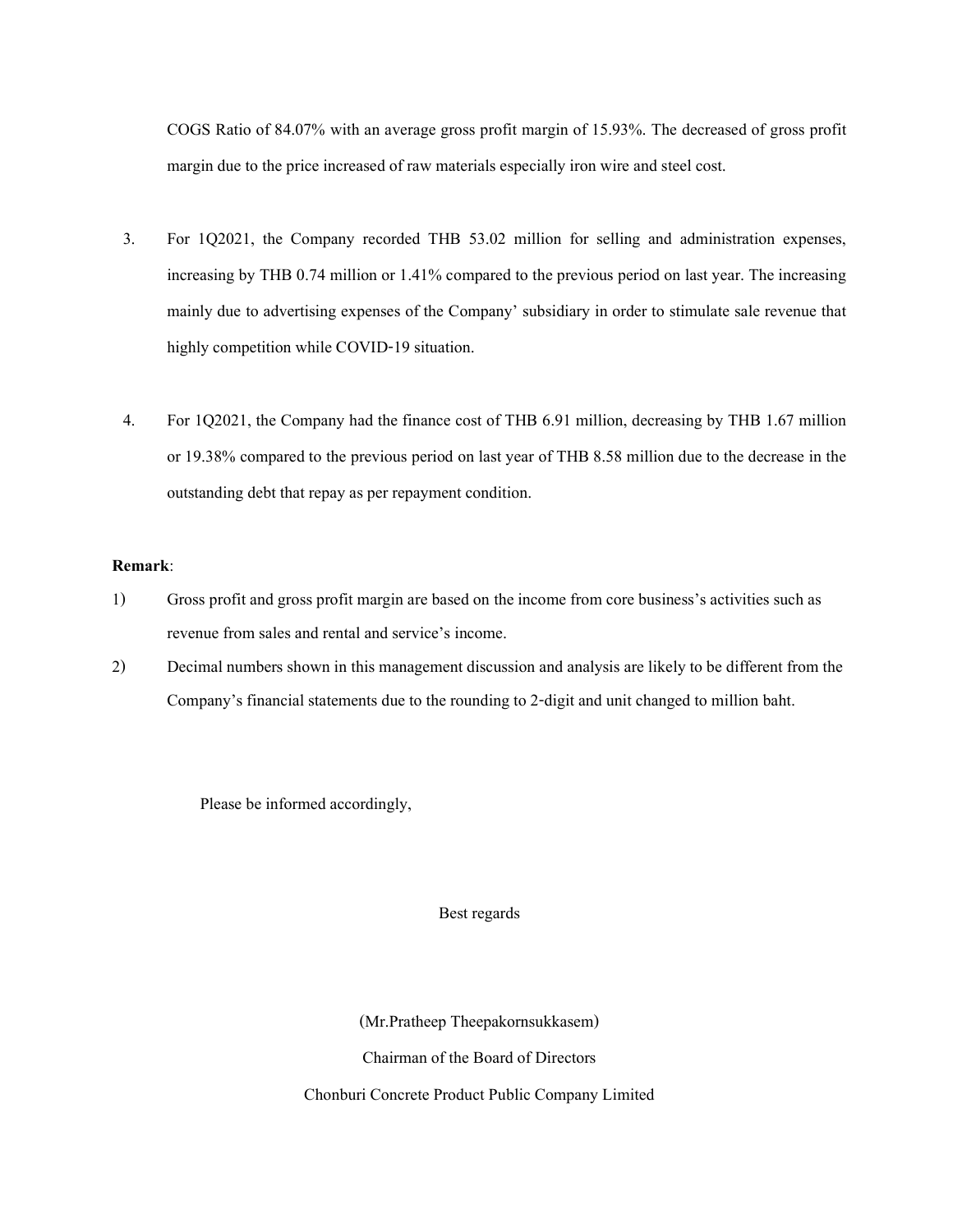COGS Ratio of 84.07% with an average gross profit margin of 15.93%. The decreased of gross profit margin due to the price increased of raw materials especially iron wire and steel cost.

3. For 1Q2021, the Company recorded THB 53.02 million for selling and administration expenses, increasing by THB 0.74 million or 1.41% compared to the previous period on last year. The increasing mainly due to advertising expenses of the Company' subsidiary in order to stimulate sale revenue that highly competition while COVID-19 situation.

4. For 1Q2021, the Company had the finance cost of THB 6.91 million, decreasing by THB 1.67 million or 19.38% compared to the previous period on last year of THB 8.58 million due to the decrease in the outstanding debt that repay as per repayment condition.

**Remark**:

1) Gross profit and gross profit margin are based on the income from core business's activities such as revenue from sales and rental and service's income.

2) Decimal numbers shown in this management discussion and analysis are likely to be different from the Company's financial statements due to the rounding to 2-digit and unit changed to million baht.

Please be informed accordingly,

Best regards

(Mr.Pratheep Theepakornsukkasem)

Chairman of the Board of Directors

Chonburi Concrete Product Public Company Limited